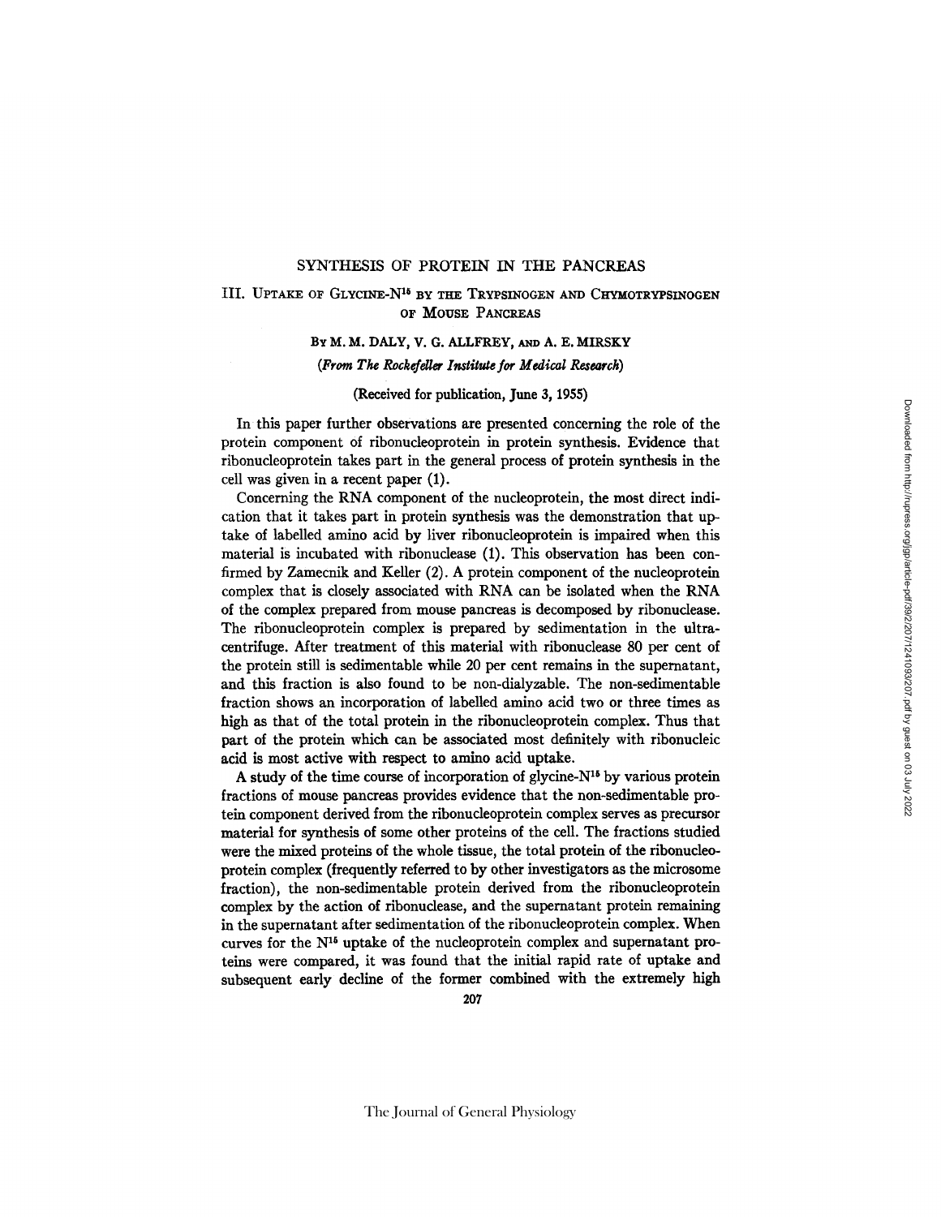# SYNTHESIS OF PROTEIN IN THE PANCREAS

## III. Uptake of Glycine-$N^{15}$ by the Trypsinogen and Chymotrypsinogen of Mouse Pancreas

By M. M. Daly, V. G. Allfrey, and A. E. Mirsky

(*From The Rockefeller Institute for Medical Research*)

(Received for publication, June 3, 1955)

In this paper further observations are presented concerning the role of the protein component of ribonucleoprotein in protein synthesis. Evidence that ribonucleoprotein takes part in the general process of protein synthesis in the cell was given in a recent paper (1).

Concerning the RNA component of the nucleoprotein, the most direct indication that it takes part in protein synthesis was the demonstration that uptake of labelled amino acid by liver ribonucleoprotein is impaired when this material is incubated with ribonuclease (1). This observation has been confirmed by Zamecnik and Keller (2). A protein component of the nucleoprotein complex that is closely associated with RNA can be isolated when the RNA of the complex prepared from mouse pancreas is decomposed by ribonuclease. The ribonucleoprotein complex is prepared by sedimentation in the ultracentrifuge. After treatment of this material with ribonuclease 80 per cent of the protein still is sedimentable while 20 per cent remains in the supernatant, and this fraction is also found to be non-dialyzable. The non-sedimentable fraction shows an incorporation of labelled amino acid two or three times as high as that of the total protein in the ribonucleoprotein complex. Thus that part of the protein which can be associated most definitely with ribonucleic acid is most active with respect to amino acid uptake.

A study of the time course of incorporation of glycine-$N^{15}$ by various protein fractions of mouse pancreas provides evidence that the non-sedimentable protein component derived from the ribonucleoprotein complex serves as precursor material for synthesis of some other proteins of the cell. The fractions studied were the mixed proteins of the whole tissue, the total protein of the ribonucleoprotein complex (frequently referred to by other investigators as the microsome fraction), the non-sedimentable protein derived from the ribonucleoprotein complex by the action of ribonuclease, and the supernatant protein remaining in the supernatant after sedimentation of the ribonucleoprotein complex. When curves for the $N^{15}$ uptake of the nucleoprotein complex and supernatant proteins were compared, it was found that the initial rapid rate of uptake and subsequent early decline of the former combined with the extremely high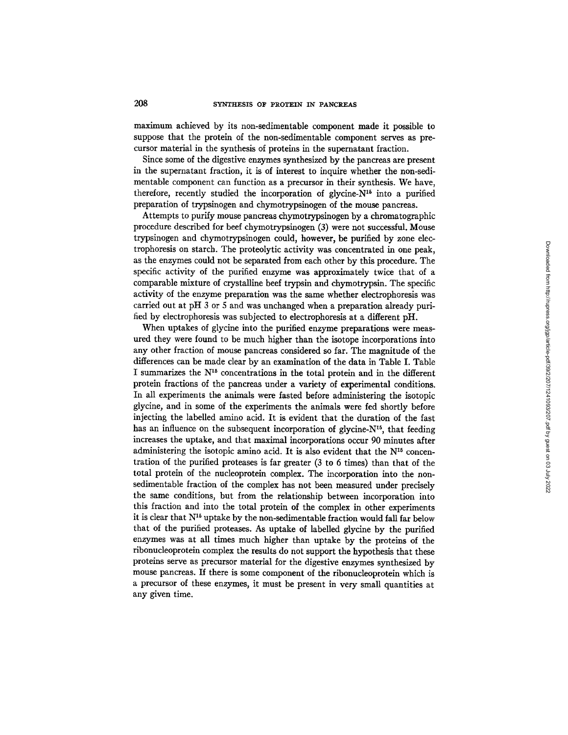maximum achieved by its non-sedimentable component made it possible to suppose that the protein of the non-sedimentable component serves as precursor material in the synthesis of proteins in the supernatant fraction.

Since some of the digestive enzymes synthesized by the pancreas are present in the supernatant fraction, it is of interest to inquire whether the non-sedimentable component can function as a precursor in their synthesis. We have, therefore, recently studied the incorporation of glycine-$N^{15}$ into a purified preparation of trypsinogen and chymotrypsinogen of the mouse pancreas.

Attempts to purify mouse pancreas chymotrypsinogen by a chromatographic procedure described for beef chymotrypsinogen (3) were not successful. Mouse trypsinogen and chymotrypsinogen could, however, be purified by zone electrophoresis on starch. The proteolytic activity was concentrated in one peak, as the enzymes could not be separated from each other by this procedure. The specific activity of the purified enzyme was approximately twice that of a comparable mixture of crystalline beef trypsin and chymotrypsin. The specific activity of the enzyme preparation was the same whether electrophoresis was carried out at pH 3 or 5 and was unchanged when a preparation already purified by electrophoresis was subjected to electrophoresis at a different pH.

When uptakes of glycine into the purified enzyme preparations were measured they were found to be much higher than the isotope incorporations into any other fraction of mouse pancreas considered so far. The magnitude of the differences can be made clear by an examination of the data in Table I. Table I summarizes the $N^{15}$ concentrations in the total protein and in the different protein fractions of the pancreas under a variety of experimental conditions. In all experiments the animals were fasted before administering the isotopic glycine, and in some of the experiments the animals were fed shortly before injecting the labelled amino acid. It is evident that the duration of the fast has an influence on the subsequent incorporation of glycine-$N^{15}$, that feeding increases the uptake, and that maximal incorporations occur 90 minutes after administering the isotopic amino acid. It is also evident that the $N^{15}$ concentration of the purified proteases is far greater (3 to 6 times) than that of the total protein of the nucleoprotein complex. The incorporation into the non-sedimentable fraction of the complex has not been measured under precisely the same conditions, but from the relationship between incorporation into this fraction and into the total protein of the complex in other experiments it is clear that $N^{15}$ uptake by the non-sedimentable fraction would fall far below that of the purified proteases. As uptake of labelled glycine by the purified enzymes was at all times much higher than uptake by the proteins of the ribonucleoprotein complex the results do not support the hypothesis that these proteins serve as precursor material for the digestive enzymes synthesized by mouse pancreas. If there is some component of the ribonucleoprotein which is a precursor of these enzymes, it must be present in very small quantities at any given time.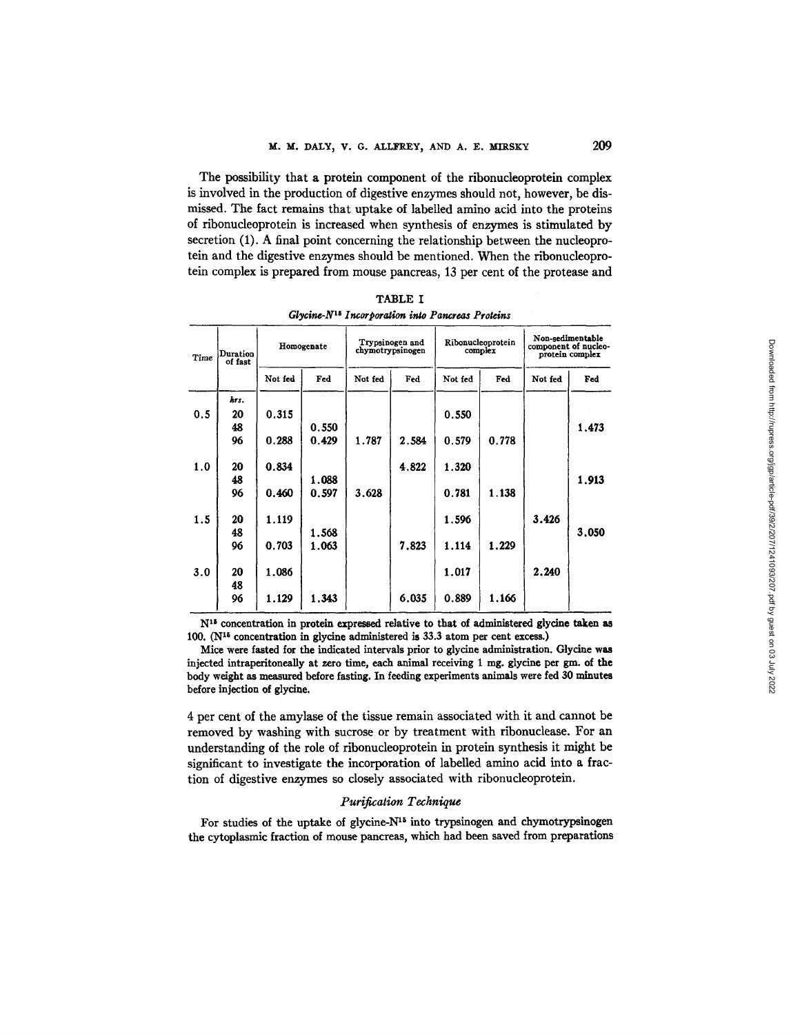The possibility that a protein component of the ribonucleoprotein complex is involved in the production of digestive enzymes should not, however, be dismissed. The fact remains that uptake of labelled amino acid into the proteins of ribonucleoprotein is increased when synthesis of enzymes is stimulated by secretion (1). A final point concerning the relationship between the nucleoprotein and the digestive enzymes should be mentioned. When the ribonucleoprotein complex is prepared from mouse pancreas, 13 per cent of the protease and 4 per cent of the amylase of the tissue remain associated with it and cannot be removed by washing with sucrose or by treatment with ribonuclease. For an understanding of the role of ribonucleoprotein in protein synthesis it might be significant to investigate the incorporation of labelled amino acid into a fraction of digestive enzymes so closely associated with ribonucleoprotein.

TABLE I

*Glycine-$N^{15}$ Incorporation into Pancreas Proteins*

| Time | Duration of fast | Homogenate | | Trypsinogen and chymotrypsinogen | | Ribonucleoprotein complex | | Non-sedimentable component of nucleoprotein complex | |
|---|---|---|---|---|---|---|---|---|---|
| | | Not fed | Fed | Not fed | Fed | Not fed | Fed | Not fed | Fed |
| | *hrs.* | | | | | | | | |
| 0.5 | 20 | 0.315 | | | | 0.550 | | | |
| | 48 | | 0.550 | | | | | | 1.473 |
| | 96 | 0.288 | 0.429 | 1.787 | 2.584 | 0.579 | 0.778 | | |
| 1.0 | 20 | 0.834 | | | 4.822 | 1.320 | | | |
| | 48 | | 1.088 | | | | | | 1.913 |
| | 96 | 0.460 | 0.597 | 3.628 | | 0.781 | 1.138 | | |
| 1.5 | 20 | 1.119 | | | | 1.596 | | 3.426 | |
| | 48 | | 1.568 | | | | | | 3.050 |
| | 96 | 0.703 | 1.063 | | 7.823 | 1.114 | 1.229 | | |
| 3.0 | 20 | 1.086 | | | | 1.017 | | 2.240 | |
| | 48 | | | | | | | | |
| | 96 | 1.129 | 1.343 | | 6.035 | 0.889 | 1.166 | | |

$N^{15}$ concentration in protein expressed relative to that of administered glycine taken as 100. ($N^{15}$ concentration in glycine administered is 33.3 atom per cent excess.)

Mice were fasted for the indicated intervals prior to glycine administration. Glycine was injected intraperitoneally at zero time, each animal receiving 1 mg. glycine per gm. of the body weight as measured before fasting. In feeding experiments animals were fed 30 minutes before injection of glycine.

### *Purification Technique*

For studies of the uptake of glycine-$N^{15}$ into trypsinogen and chymotrypsinogen the cytoplasmic fraction of mouse pancreas, which had been saved from preparations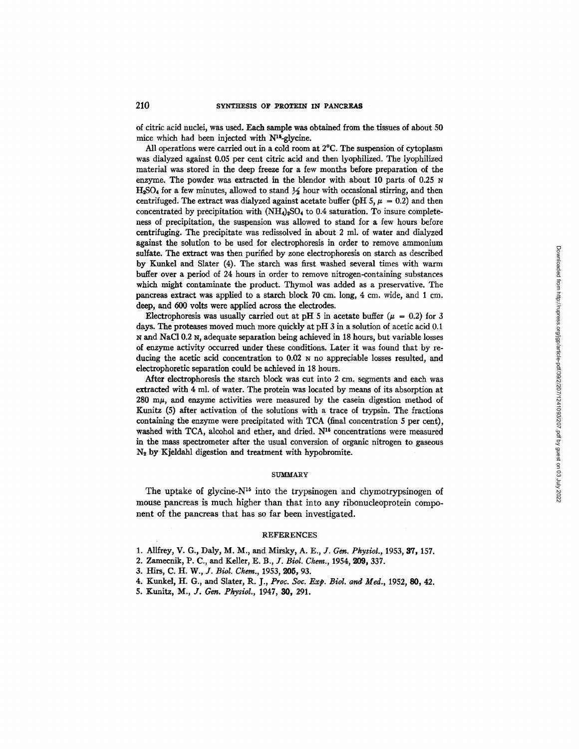of citric acid nuclei, was used. Each sample was obtained from the tissues of about 50 mice which had been injected with $N^{15}$-glycine.

All operations were carried out in a cold room at 2°C. The suspension of cytoplasm was dialyzed against 0.05 per cent citric acid and then lyophilized. The lyophilized material was stored in the deep freeze for a few months before preparation of the enzyme. The powder was extracted in the blendor with about 10 parts of 0.25 N $H_2SO_4$ for a few minutes, allowed to stand ½ hour with occasional stirring, and then centrifuged. The extract was dialyzed against acetate buffer (pH 5, $\mu = 0.2$) and then concentrated by precipitation with $(NH_4)_2SO_4$ to 0.4 saturation. To insure completeness of precipitation, the suspension was allowed to stand for a few hours before centrifuging. The precipitate was redissolved in about 2 ml. of water and dialyzed against the solution to be used for electrophoresis in order to remove ammonium sulfate. The extract was then purified by zone electrophoresis on starch as described by Kunkel and Slater (4). The starch was first washed several times with warm buffer over a period of 24 hours in order to remove nitrogen-containing substances which might contaminate the product. Thymol was added as a preservative. The pancreas extract was applied to a starch block 70 cm. long, 4 cm. wide, and 1 cm. deep, and 600 volts were applied across the electrodes.

Electrophoresis was usually carried out at pH 5 in acetate buffer ($\mu = 0.2$) for 3 days. The proteases moved much more quickly at pH 3 in a solution of acetic acid 0.1 N and NaCl 0.2 N, adequate separation being achieved in 18 hours, but variable losses of enzyme activity occurred under these conditions. Later it was found that by reducing the acetic acid concentration to 0.02 N no appreciable losses resulted, and electrophoretic separation could be achieved in 18 hours.

After electrophoresis the starch block was cut into 2 cm. segments and each was extracted with 4 ml. of water. The protein was located by means of its absorption at 280 m$\mu$, and enzyme activities were measured by the casein digestion method of Kunitz (5) after activation of the solutions with a trace of trypsin. The fractions containing the enzyme were precipitated with TCA (final concentration 5 per cent), washed with TCA, alcohol and ether, and dried. $N^{15}$ concentrations were measured in the mass spectrometer after the usual conversion of organic nitrogen to gaseous $N_2$ by Kjeldahl digestion and treatment with hypobromite.

## SUMMARY

The uptake of glycine-$N^{15}$ into the trypsinogen and chymotrypsinogen of mouse pancreas is much higher than that into any ribonucleoprotein component of the pancreas that has so far been investigated.

## REFERENCES

1. Allfrey, V. G., Daly, M. M., and Mirsky, A. E., *J. Gen. Physiol.*, 1953, **37**, 157.
2. Zamecnik, P. C., and Keller, E. B., *J. Biol. Chem.*, 1954, **209**, 337.
3. Hirs, C. H. W., *J. Biol. Chem.*, 1953, **205**, 93.
4. Kunkel, H. G., and Slater, R. J., *Proc. Soc. Exp. Biol. and Med.*, 1952, **80**, 42.
5. Kunitz, M., *J. Gen. Physiol.*, 1947, **30**, 291.